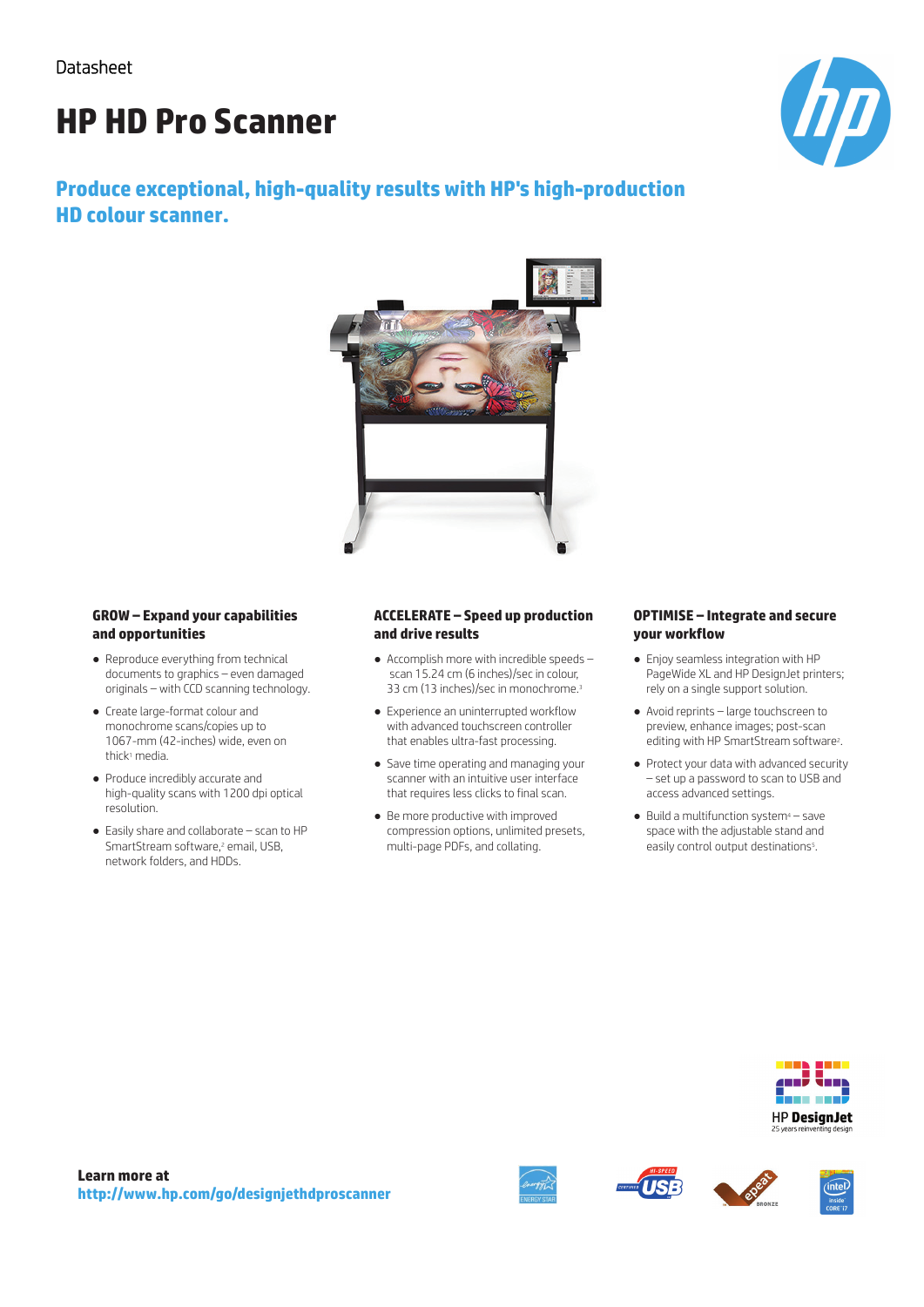Datasheet

# HP HD Pro Scanner

## Produce exceptional, high-quality results with HP's high-production HD colour scanner.

### GROW – Expand your capabilities and opportunities

- Reproduce everything from technical documents to graphics – even damaged originals – with CCD scanning technology.
- Create large-format colour and monochrome scans/copies up to 1067-mm (42-inches) wide, even on thick[1] media.
- Produce incredibly accurate and high-quality scans with 1200 dpi optical resolution.
- Easily share and collaborate – scan to HP SmartStream software,[2] email, USB, network folders, and HDDs.

### ACCELERATE – Speed up production and drive results

- Accomplish more with incredible speeds – scan 15.24 cm (6 inches)/sec in colour, 33 cm (13 inches)/sec in monochrome.[3]
- Experience an uninterrupted workflow with advanced touchscreen controller that enables ultra-fast processing.
- Save time operating and managing your scanner with an intuitive user interface that requires less clicks to final scan.
- Be more productive with improved compression options, unlimited presets, multi-page PDFs, and collating.

### OPTIMISE – Integrate and secure your workflow

- Enjoy seamless integration with HP PageWide XL and HP DesignJet printers; rely on a single support solution.
- Avoid reprints – large touchscreen to preview, enhance images; post-scan editing with HP SmartStream software[2].
- Protect your data with advanced security – set up a password to scan to USB and access advanced settings.
- Build a multifunction system[4] – save space with the adjustable stand and easily control output destinations[5].

HP DesignJet
25 years reinventing design

**Learn more at**
**http://www.hp.com/go/designjethdproscanner**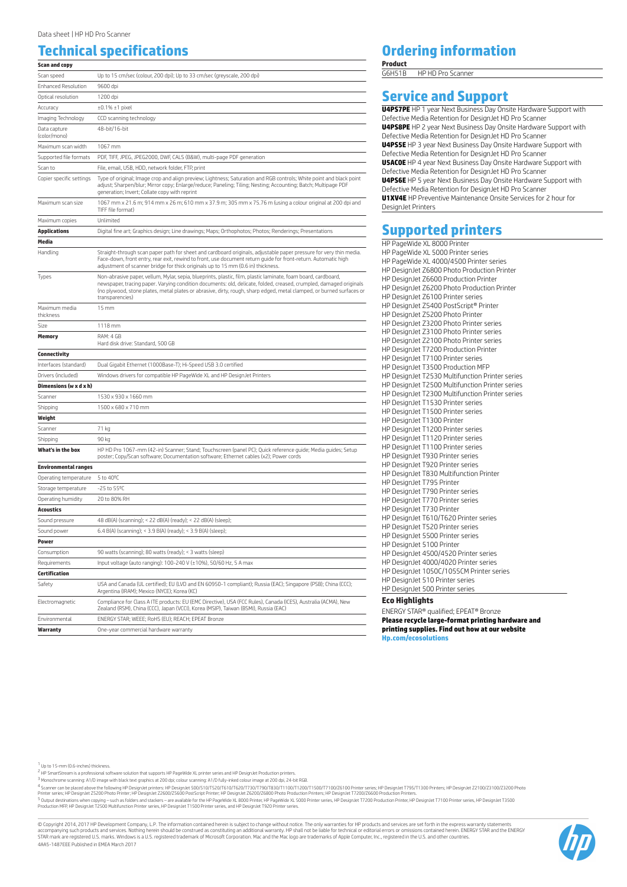## Technical specifications

| | |
|---|---|
| **Scan and copy** | |
| Scan speed | Up to 15 cm/sec (colour, 200 dpi); Up to 33 cm/sec (greyscale, 200 dpi) |
| Enhanced Resolution | 9600 dpi |
| Optical resolution | 1200 dpi |
| Accuracy | ±0.1% ±1 pixel |
| Imaging Technology | CCD scanning technology |
| Data capture (color/mono) | 48-bit/16-bit |
| Maximum scan width | 1067 mm |
| Supported file formats | PDF, TIFF, JPEG, JPEG2000, DWF, CALS (B&W), multi-page PDF generation |
| Scan to | File, email, USB, HDD, network folder, FTP, print |
| Copier specific settings | Type of original; Image crop and align preview; Lightness; Saturation and RGB controls; White point and black point adjust; Sharpen/blur; Mirror copy; Enlarge/reduce; Paneling; Tiling; Nesting; Accounting; Batch; Multipage PDF generation; Invert; Collate copy with reprint |
| Maximum scan size | 1067 mm x 21.6 m; 914 mm x 26 m; 610 mm x 37.9 m; 305 mm x 75.76 m (using a colour original at 200 dpi and TIFF file format) |
| Maximum copies | Unlimited |
| **Applications** | Digital fine art; Graphics design; Line drawings; Maps; Orthophotos; Photos; Renderings; Presentations |
| **Media** | |
| Handling | Straight-through scan paper path for sheet and cardboard originals, adjustable paper pressure for very thin media. Face-down, front entry, rear exit, rewind to front, use document return guide for front-return. Automatic high adjustment of scanner bridge for thick originals up to 15 mm (0.6 in) thickness. |
| Types | Non-abrasive paper, vellum, Mylar, sepia, blueprints, plastic, film, plastic laminate, foam board, cardboard, newspaper, tracing paper. Varying condition documents: old, delicate, folded, creased, crumpled, damaged originals (no plywood, stone plates, metal plates or abrasive, dirty, rough, sharp edged, metal clamped, or burned surfaces or transparencies) |
| Maximum media thickness | 15 mm |
| Size | 1118 mm |
| **Memory** | RAM: 4 GB<br>Hard disk drive: Standard, 500 GB |
| **Connectivity** | |
| Interfaces (standard) | Dual Gigabit Ethernet (1000Base-T); Hi-Speed USB 3.0 certified |
| Drivers (included) | Windows drivers for compatible HP PageWide XL and HP DesignJet Printers |
| **Dimensions (w x d x h)** | |
| Scanner | 1530 x 930 x 1660 mm |
| Shipping | 1500 x 680 x 710 mm |
| **Weight** | |
| Scanner | 71 kg |
| Shipping | 90 kg |
| **What's in the box** | HP HD Pro 1067-mm (42-in) Scanner; Stand; Touchscreen (panel PC); Quick reference guide; Media guides; Setup poster; Copy/Scan software; Documentation software; Ethernet cables (x2); Power cords |
| **Environmental ranges** | |
| Operating temperature | 5 to 40ºC |
| Storage temperature | -25 to 55ºC |
| Operating humidity | 20 to 80% RH |
| **Acoustics** | |
| Sound pressure | 48 dB(A) (scanning); < 22 dB(A) (ready); < 22 dB(A) (sleep); |
| Sound power | 6.4 B(A) (scanning); < 3.9 B(A) (ready); < 3.9 B(A) (sleep); |
| **Power** | |
| Consumption | 90 watts (scanning); 80 watts (ready); < 3 watts (sleep) |
| Requirements | Input voltage (auto ranging): 100-240 V (±10%), 50/60 Hz, 5 A max |
| **Certification** | |
| Safety | USA and Canada (UL certified); EU (LVD and EN 60950-1 compliant); Russia (EAC); Singapore (PSB); China (CCC); Argentina (IRAM); Mexico (NYCE); Korea (KC) |
| Electromagnetic | Compliance for Class A ITE products: EU (EMC Directive), USA (FCC Rules), Canada (ICES), Australia (ACMA), New Zealand (RSM), China (CCC), Japan (VCCI), Korea (MSIP), Taiwan (BSMI), Russia (EAC) |
| Environmental | ENERGY STAR; WEEE; RoHS (EU); REACH; EPEAT Bronze |
| **Warranty** | One-year commercial hardware warranty |

## Ordering information

| **Product** | |
|---|---|
| G6H51B | HP HD Pro Scanner |

## Service and Support

**U4PS7PE** HP 1 year Next Business Day Onsite Hardware Support with Defective Media Retention for DesignJet HD Pro Scanner
**U4PS8PE** HP 2 year Next Business Day Onsite Hardware Support with Defective Media Retention for DesignJet HD Pro Scanner
**U4PS5E** HP 3 year Next Business Day Onsite Hardware Support with Defective Media Retention for DesignJet HD Pro Scanner
**U5AC0E** HP 4 year Next Business Day Onsite Hardware Support with Defective Media Retention for DesignJet HD Pro Scanner
**U4PS6E** HP 5 year Next Business Day Onsite Hardware Support with Defective Media Retention for DesignJet HD Pro Scanner
**U1XV4E** HP Preventive Maintenance Onsite Services for 2 hour for DesignJet Printers

## Supported printers

HP PageWide XL 8000 Printer
HP PageWide XL 5000 Printer series
HP PageWide XL 4000/4500 Printer series
HP DesignJet Z6800 Photo Production Printer
HP DesignJet Z6600 Production Printer
HP DesignJet Z6200 Photo Production Printer
HP DesignJet Z6100 Printer series
HP DesignJet Z5400 PostScript® Printer
HP DesignJet Z5200 Photo Printer
HP DesignJet Z3200 Photo Printer series
HP DesignJet Z3100 Photo Printer series
HP DesignJet Z2100 Photo Printer series
HP DesignJet T7200 Production Printer
HP DesignJet T7100 Printer series
HP DesignJet T3500 Production MFP
HP DesignJet T2530 Multifunction Printer series
HP DesignJet T2500 Multifunction Printer series
HP DesignJet T2300 Multifunction Printer series
HP DesignJet T1530 Printer series
HP DesignJet T1500 Printer series
HP DesignJet T1300 Printer
HP DesignJet T1200 Printer series
HP DesignJet T1120 Printer series
HP DesignJet T1100 Printer series
HP DesignJet T930 Printer series
HP DesignJet T920 Printer series
HP DesignJet T830 Multifunction Printer
HP DesignJet T795 Printer
HP DesignJet T790 Printer series
HP DesignJet T770 Printer series
HP DesignJet T730 Printer
HP DesignJet T610/T620 Printer series
HP DesignJet T520 Printer series
HP DesignJet 5500 Printer series
HP DesignJet 5100 Printer
HP DesignJet 4500/4520 Printer series
HP DesignJet 4000/4020 Printer series
HP DesignJet 1050C/1055CM Printer series
HP DesignJet 510 Printer series
HP DesignJet 500 Printer series

### Eco Highlights

ENERGY STAR® qualified; EPEAT® Bronze

**Please recycle large-format printing hardware and printing supplies. Find out how at our website Hp.com/ecosolutions**

[1] Up to 15-mm (0.6-inches) thickness.
[2] HP SmartStream is a professional software solution that supports HP PageWide XL printer series and HP DesignJet Production printers.
[3] Monochrome scanning: A1/D image with black text graphics at 200 dpi; colour scanning: A1/D fully-inked colour image at 200 dpi, 24-bit RGB.
[4] Scanner can be placed above the following HP DesignJet printers: HP DesignJet 500/510/T520/T610/T620/T730/T790/T830/T1100/T1200/T1500/T7100/Z6100 Printer series; HP DesignJet T795/T1300 Printers; HP DesignJet Z2100/Z3100/Z3200 Photo Printer series; HP DesignJet Z5200 Photo Printer; HP DesignJet Z2600/Z5600 PostScript Printer; HP DesignJet Z6200/Z6800 Photo Production Printers; HP DesignJet T7200/Z6600 Production Printers.
[5] Output destinations when copying – such as folders and stackers – are available for the HP PageWide XL 8000 Printer, HP PageWide XL 5000 Printer series, HP DesignJet T7200 Production Printer, HP DesignJet T7100 Printer series, HP DesignJet T3500 Production MFP, HP DesignJet T2500 Multifunction Printer series, HP DesignJet T1500 Printer series, and HP DesignJet T920 Printer series.

© Copyright 2014, 2017 HP Development Company, L.P. The information contained herein is subject to change without notice. The only warranties for HP products and services are set forth in the express warranty statements accompanying such products and services. Nothing herein should be construed as constituting an additional warranty. HP shall not be liable for technical or editorial errors or omissions contained herein. ENERGY STAR and the ENERGY STAR mark are registered U.S. marks. Windows is a U.S. registered trademark of Microsoft Corporation. Mac and the Mac logo are trademarks of Apple Computer, Inc., registered in the U.S. and other countries.
4AA5-1487EEE Published in EMEA March 2017